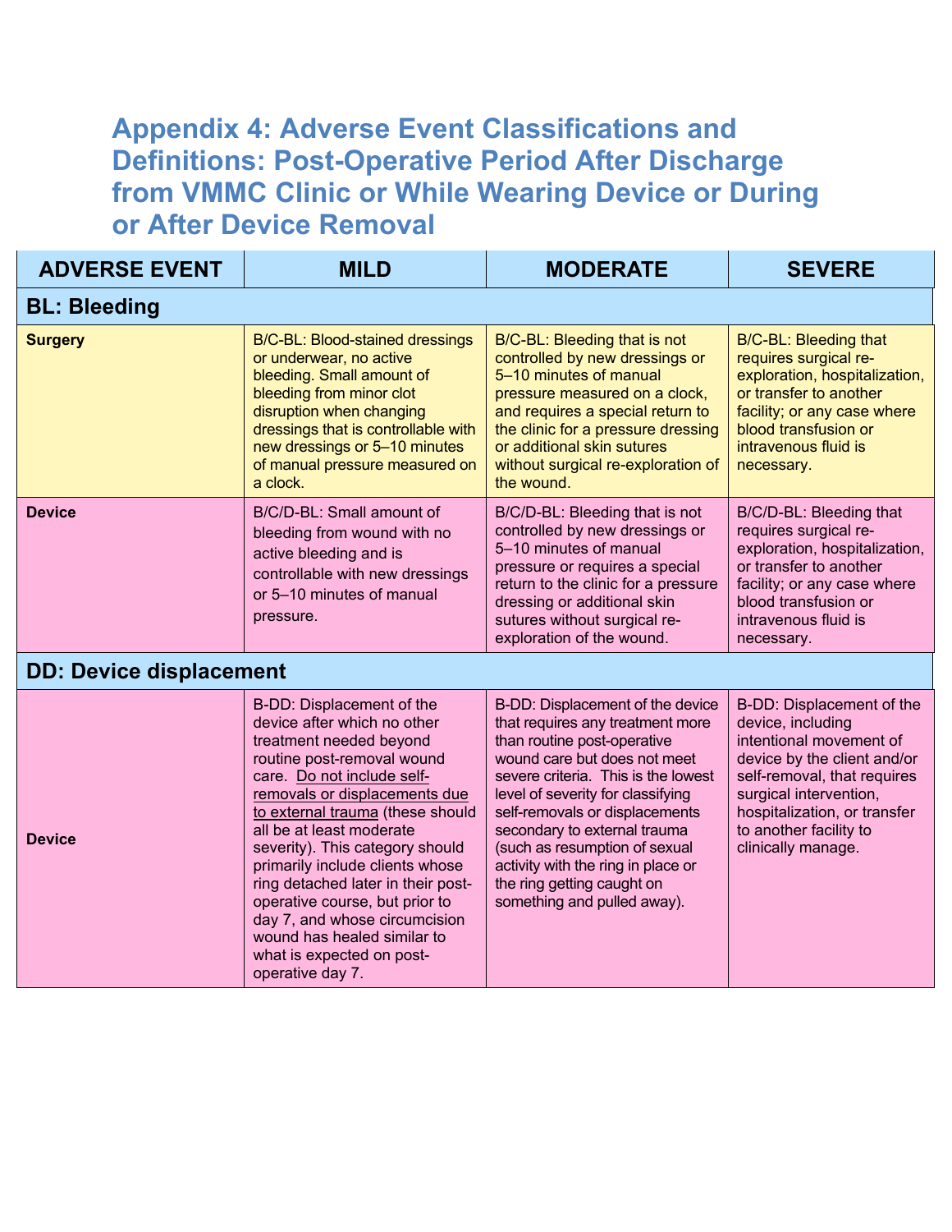# Appendix 4: Adverse Event Classifications and Definitions: Post-Operative Period After Discharge from VMMC Clinic or While Wearing Device or During or After Device Removal

| ADVERSE EVENT | MILD | MODERATE | SEVERE |
|---|---|---|---|
| **BL: Bleeding** | | | |
| **Surgery** | B/C-BL: Blood-stained dressings or underwear, no active bleeding. Small amount of bleeding from minor clot disruption when changing dressings that is controllable with new dressings or 5–10 minutes of manual pressure measured on a clock. | B/C-BL: Bleeding that is not controlled by new dressings or 5–10 minutes of manual pressure measured on a clock, and requires a special return to the clinic for a pressure dressing or additional skin sutures without surgical re-exploration of the wound. | B/C-BL: Bleeding that requires surgical re-exploration, hospitalization, or transfer to another facility; or any case where blood transfusion or intravenous fluid is necessary. |
| **Device** | B/C/D-BL: Small amount of bleeding from wound with no active bleeding and is controllable with new dressings or 5–10 minutes of manual pressure. | B/C/D-BL: Bleeding that is not controlled by new dressings or 5–10 minutes of manual pressure or requires a special return to the clinic for a pressure dressing or additional skin sutures without surgical re-exploration of the wound. | B/C/D-BL: Bleeding that requires surgical re-exploration, hospitalization, or transfer to another facility; or any case where blood transfusion or intravenous fluid is necessary. |
| **DD: Device displacement** | | | |
| **Device** | B-DD: Displacement of the device after which no other treatment needed beyond routine post-removal wound care. Do not include self-removals or displacements due to external trauma (these should all be at least moderate severity). This category should primarily include clients whose ring detached later in their post-operative course, but prior to day 7, and whose circumcision wound has healed similar to what is expected on post-operative day 7. | B-DD: Displacement of the device that requires any treatment more than routine post-operative wound care but does not meet severe criteria. This is the lowest level of severity for classifying self-removals or displacements secondary to external trauma (such as resumption of sexual activity with the ring in place or the ring getting caught on something and pulled away). | B-DD: Displacement of the device, including intentional movement of device by the client and/or self-removal, that requires surgical intervention, hospitalization, or transfer to another facility to clinically manage. |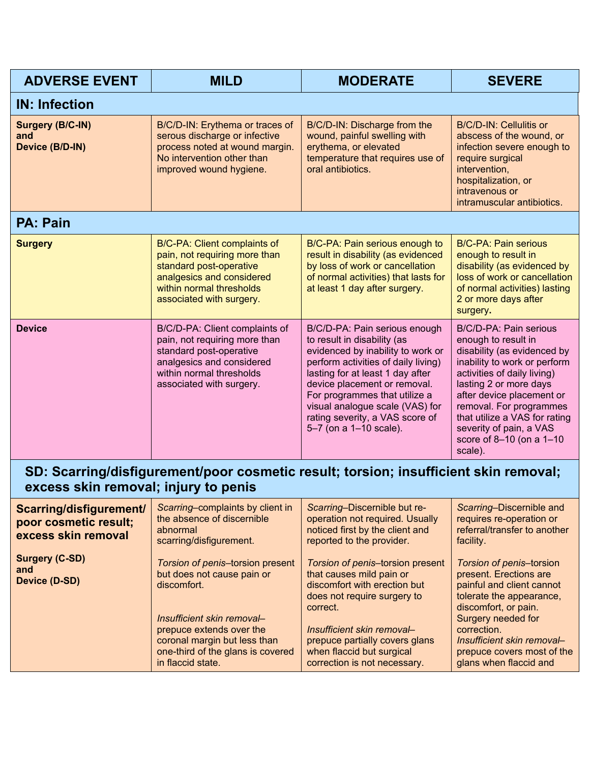| ADVERSE EVENT | MILD | MODERATE | SEVERE |
|---|---|---|---|
| **IN: Infection** | | | |
| **Surgery (B/C-IN) and Device (B/D-IN)** | B/C/D-IN: Erythema or traces of serous discharge or infective process noted at wound margin. No intervention other than improved wound hygiene. | B/C/D-IN: Discharge from the wound, painful swelling with erythema, or elevated temperature that requires use of oral antibiotics. | B/C/D-IN: Cellulitis or abscess of the wound, or infection severe enough to require surgical intervention, hospitalization, or intravenous or intramuscular antibiotics. |
| **PA: Pain** | | | |
| **Surgery** | B/C-PA: Client complaints of pain, not requiring more than standard post-operative analgesics and considered within normal thresholds associated with surgery. | B/C-PA: Pain serious enough to result in disability (as evidenced by loss of work or cancellation of normal activities) that lasts for at least 1 day after surgery. | B/C-PA: Pain serious enough to result in disability (as evidenced by loss of work or cancellation of normal activities) lasting 2 or more days after surgery. |
| **Device** | B/C/D-PA: Client complaints of pain, not requiring more than standard post-operative analgesics and considered within normal thresholds associated with surgery. | B/C/D-PA: Pain serious enough to result in disability (as evidenced by inability to work or perform activities of daily living) lasting for at least 1 day after device placement or removal. For programmes that utilize a visual analogue scale (VAS) for rating severity, a VAS score of 5–7 (on a 1–10 scale). | B/C/D-PA: Pain serious enough to result in disability (as evidenced by inability to work or perform activities of daily living) lasting 2 or more days after device placement or removal. For programmes that utilize a VAS for rating severity of pain, a VAS score of 8–10 (on a 1–10 scale). |
| **SD: Scarring/disfigurement/poor cosmetic result; torsion; insufficient skin removal; excess skin removal; injury to penis** | | | |
| **Scarring/disfigurement/ poor cosmetic result; excess skin removal**<br><br>**Surgery (C-SD) and Device (D-SD)** | *Scarring*–complaints by client in the absence of discernible abnormal scarring/disfigurement.<br><br>*Torsion of penis*–torsion present but does not cause pain or discomfort.<br><br>*Insufficient skin removal*–prepuce extends over the coronal margin but less than one-third of the glans is covered in flaccid state. | *Scarring*–Discernible but re-operation not required. Usually noticed first by the client and reported to the provider.<br><br>*Torsion of penis*–torsion present that causes mild pain or discomfort with erection but does not require surgery to correct.<br><br>*Insufficient skin removal*–prepuce partially covers glans when flaccid but surgical correction is not necessary. | *Scarring*–Discernible and requires re-operation or referral/transfer to another facility.<br><br>*Torsion of penis*–torsion present. Erections are painful and client cannot tolerate the appearance, discomfort, or pain. Surgery needed for correction.<br>*Insufficient skin removal*–prepuce covers most of the glans when flaccid and |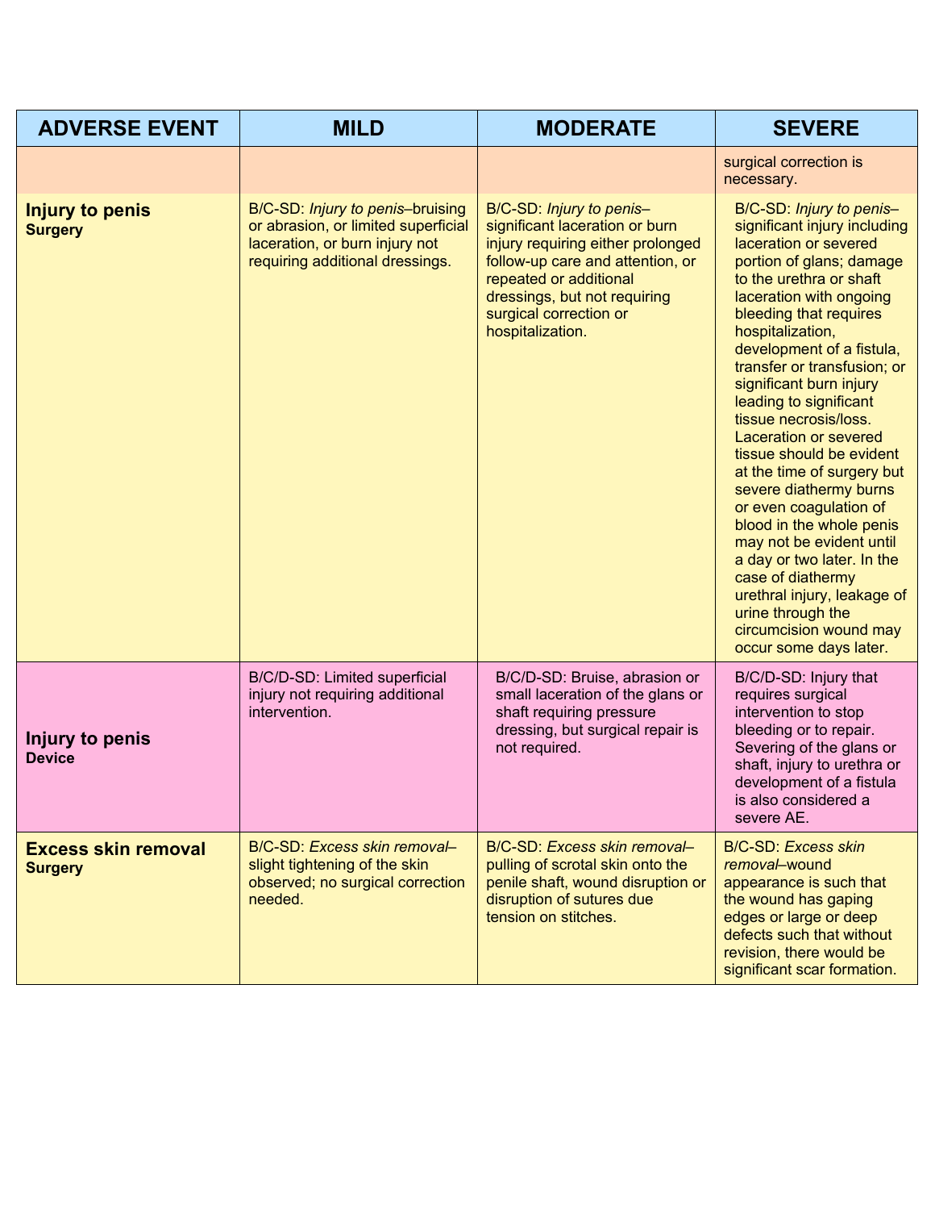| ADVERSE EVENT | MILD | MODERATE | SEVERE |
|---|---|---|---|
| | | | surgical correction is necessary. |
| **Injury to penis** **Surgery** | B/C-SD: *Injury to penis*–bruising or abrasion, or limited superficial laceration, or burn injury not requiring additional dressings. | B/C-SD: *Injury to penis*–significant laceration or burn injury requiring either prolonged follow-up care and attention, or repeated or additional dressings, but not requiring surgical correction or hospitalization. | B/C-SD: *Injury to penis*–significant injury including laceration or severed portion of glans; damage to the urethra or shaft laceration with ongoing bleeding that requires hospitalization, development of a fistula, transfer or transfusion; or significant burn injury leading to significant tissue necrosis/loss. Laceration or severed tissue should be evident at the time of surgery but severe diathermy burns or even coagulation of blood in the whole penis may not be evident until a day or two later. In the case of diathermy urethral injury, leakage of urine through the circumcision wound may occur some days later. |
| **Injury to penis** **Device** | B/C/D-SD: Limited superficial injury not requiring additional intervention. | B/C/D-SD: Bruise, abrasion or small laceration of the glans or shaft requiring pressure dressing, but surgical repair is not required. | B/C/D-SD: Injury that requires surgical intervention to stop bleeding or to repair. Severing of the glans or shaft, injury to urethra or development of a fistula is also considered a severe AE. |
| **Excess skin removal** **Surgery** | B/C-SD: *Excess skin removal*–slight tightening of the skin observed; no surgical correction needed. | B/C-SD: *Excess skin removal*–pulling of scrotal skin onto the penile shaft, wound disruption or disruption of sutures due tension on stitches. | B/C-SD: *Excess skin removal*–wound appearance is such that the wound has gaping edges or large or deep defects such that without revision, there would be significant scar formation. |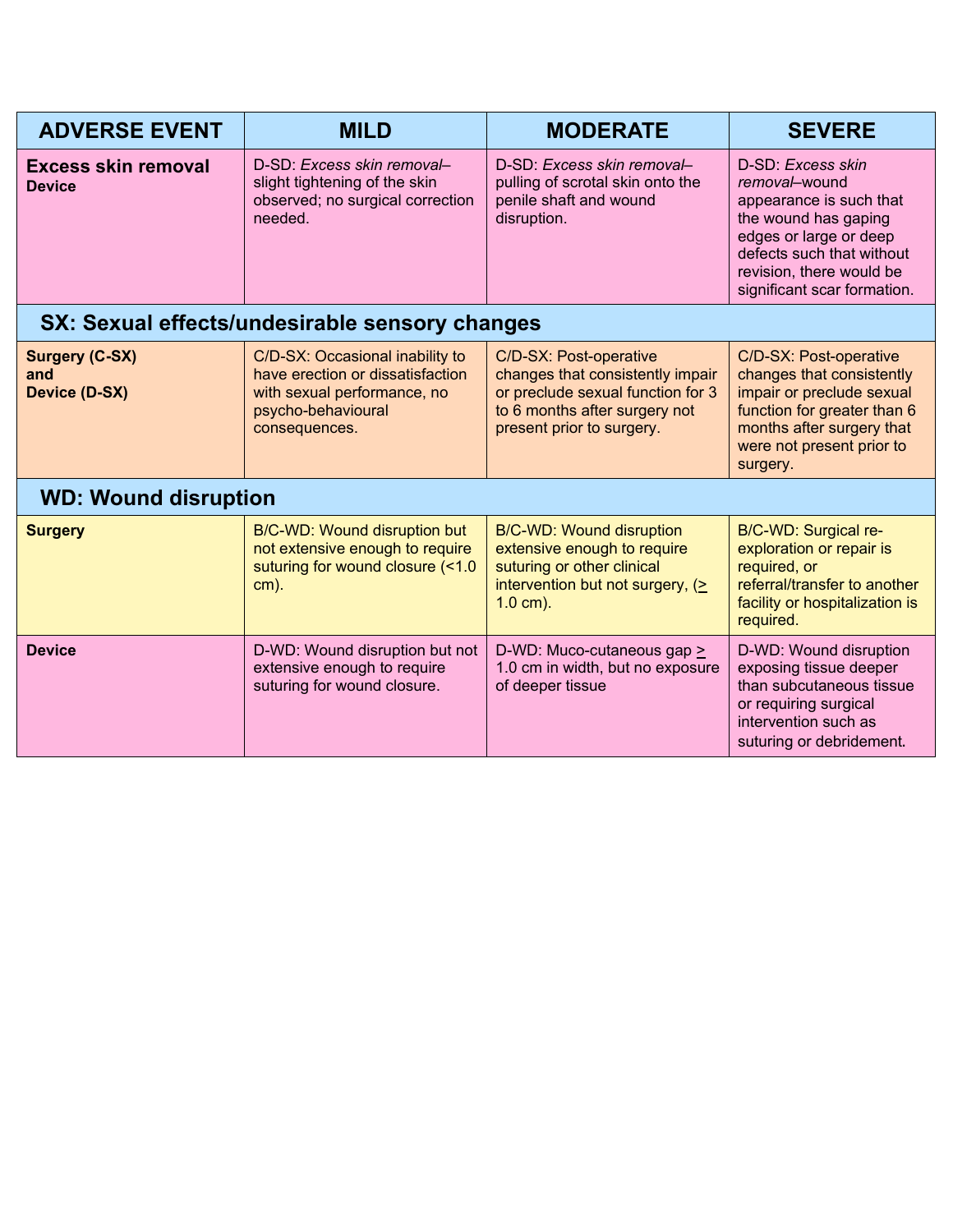| ADVERSE EVENT | MILD | MODERATE | SEVERE |
|---|---|---|---|
| **Excess skin removal** **Device** | D-SD: *Excess skin removal*–slight tightening of the skin observed; no surgical correction needed. | D-SD: *Excess skin removal*–pulling of scrotal skin onto the penile shaft and wound disruption. | D-SD: *Excess skin removal*–wound appearance is such that the wound has gaping edges or large or deep defects such that without revision, there would be significant scar formation. |
| **SX: Sexual effects/undesirable sensory changes** | | | |
| **Surgery (C-SX) and Device (D-SX)** | C/D-SX: Occasional inability to have erection or dissatisfaction with sexual performance, no psycho-behavioural consequences. | C/D-SX: Post-operative changes that consistently impair or preclude sexual function for 3 to 6 months after surgery not present prior to surgery. | C/D-SX: Post-operative changes that consistently impair or preclude sexual function for greater than 6 months after surgery that were not present prior to surgery. |
| **WD: Wound disruption** | | | |
| **Surgery** | B/C-WD: Wound disruption but not extensive enough to require suturing for wound closure (<1.0 cm). | B/C-WD: Wound disruption extensive enough to require suturing or other clinical intervention but not surgery, (≥ 1.0 cm). | B/C-WD: Surgical re-exploration or repair is required, or referral/transfer to another facility or hospitalization is required. |
| **Device** | D-WD: Wound disruption but not extensive enough to require suturing for wound closure. | D-WD: Muco-cutaneous gap ≥ 1.0 cm in width, but no exposure of deeper tissue | D-WD: Wound disruption exposing tissue deeper than subcutaneous tissue or requiring surgical intervention such as suturing or debridement. |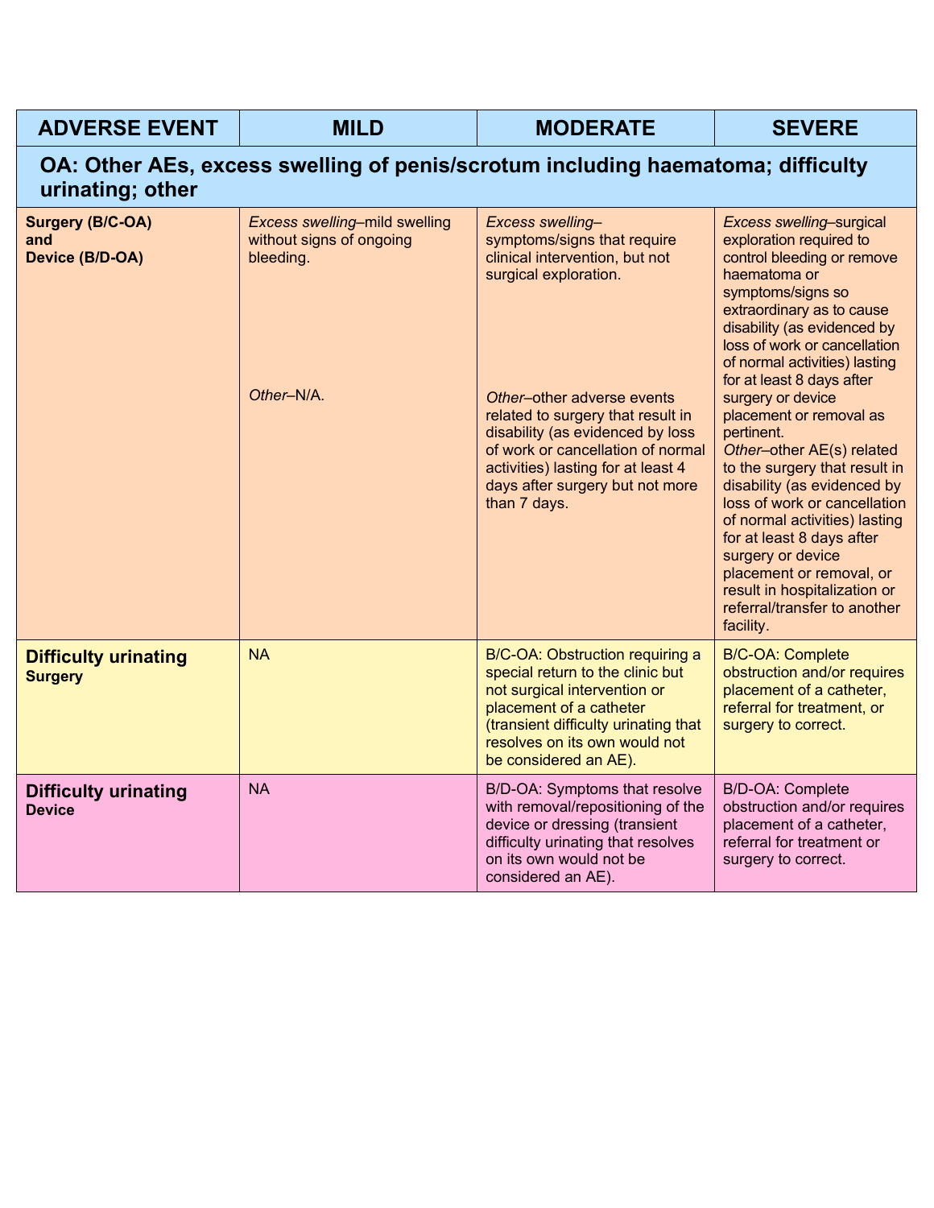| ADVERSE EVENT | MILD | MODERATE | SEVERE |
|---|---|---|---|
| **OA: Other AEs, excess swelling of penis/scrotum including haematoma; difficulty urinating; other** | | | |
| **Surgery (B/C-OA) and Device (B/D-OA)** | *Excess swelling*–mild swelling without signs of ongoing bleeding.<br><br>*Other*–N/A. | *Excess swelling*–symptoms/signs that require clinical intervention, but not surgical exploration.<br><br>*Other*–other adverse events related to surgery that result in disability (as evidenced by loss of work or cancellation of normal activities) lasting for at least 4 days after surgery but not more than 7 days. | *Excess swelling*–surgical exploration required to control bleeding or remove haematoma or symptoms/signs so extraordinary as to cause disability (as evidenced by loss of work or cancellation of normal activities) lasting for at least 8 days after surgery or device placement or removal as pertinent.<br>*Other*–other AE(s) related to the surgery that result in disability (as evidenced by loss of work or cancellation of normal activities) lasting for at least 8 days after surgery or device placement or removal, or result in hospitalization or referral/transfer to another facility. |
| **Difficulty urinating**<br>**Surgery** | NA | B/C-OA: Obstruction requiring a special return to the clinic but not surgical intervention or placement of a catheter (transient difficulty urinating that resolves on its own would not be considered an AE). | B/C-OA: Complete obstruction and/or requires placement of a catheter, referral for treatment, or surgery to correct. |
| **Difficulty urinating**<br>**Device** | NA | B/D-OA: Symptoms that resolve with removal/repositioning of the device or dressing (transient difficulty urinating that resolves on its own would not be considered an AE). | B/D-OA: Complete obstruction and/or requires placement of a catheter, referral for treatment or surgery to correct. |